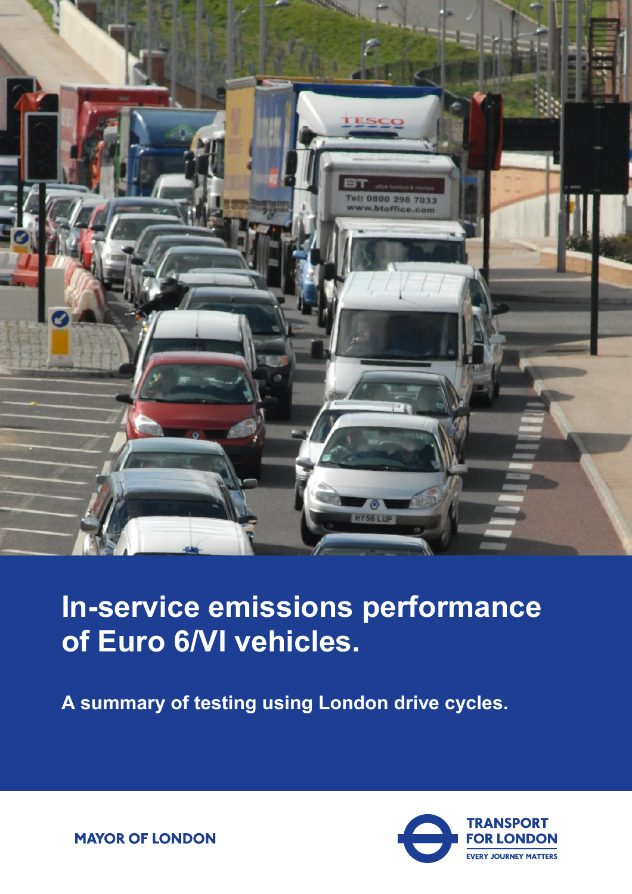# In-service emissions performance of Euro 6/VI vehicles.

**A summary of testing using London drive cycles.**

MAYOR OF LONDON

TRANSPORT FOR LONDON

EVERY JOURNEY MATTERS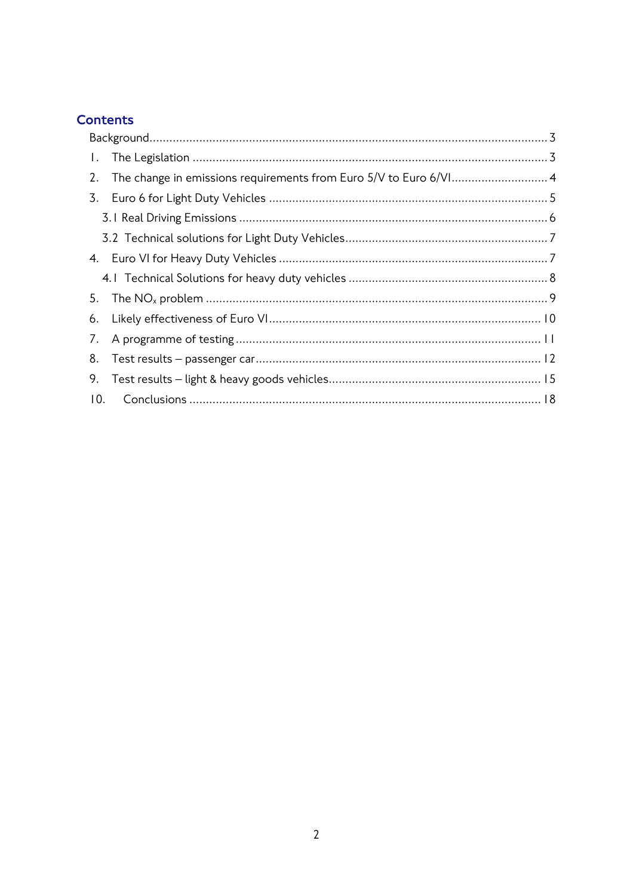## Contents

Background ..... 3

1. The Legislation ..... 3
2. The change in emissions requirements from Euro 5/V to Euro 6/VI ..... 4
3. Euro 6 for Light Duty Vehicles ..... 5
   - 3.1 Real Driving Emissions ..... 6
   - 3.2 Technical solutions for Light Duty Vehicles ..... 7
4. Euro VI for Heavy Duty Vehicles ..... 7
   - 4.1 Technical Solutions for heavy duty vehicles ..... 8
5. The $NO_x$ problem ..... 9
6. Likely effectiveness of Euro VI ..... 10
7. A programme of testing ..... 11
8. Test results – passenger car ..... 12
9. Test results – light & heavy goods vehicles ..... 15
10. Conclusions ..... 18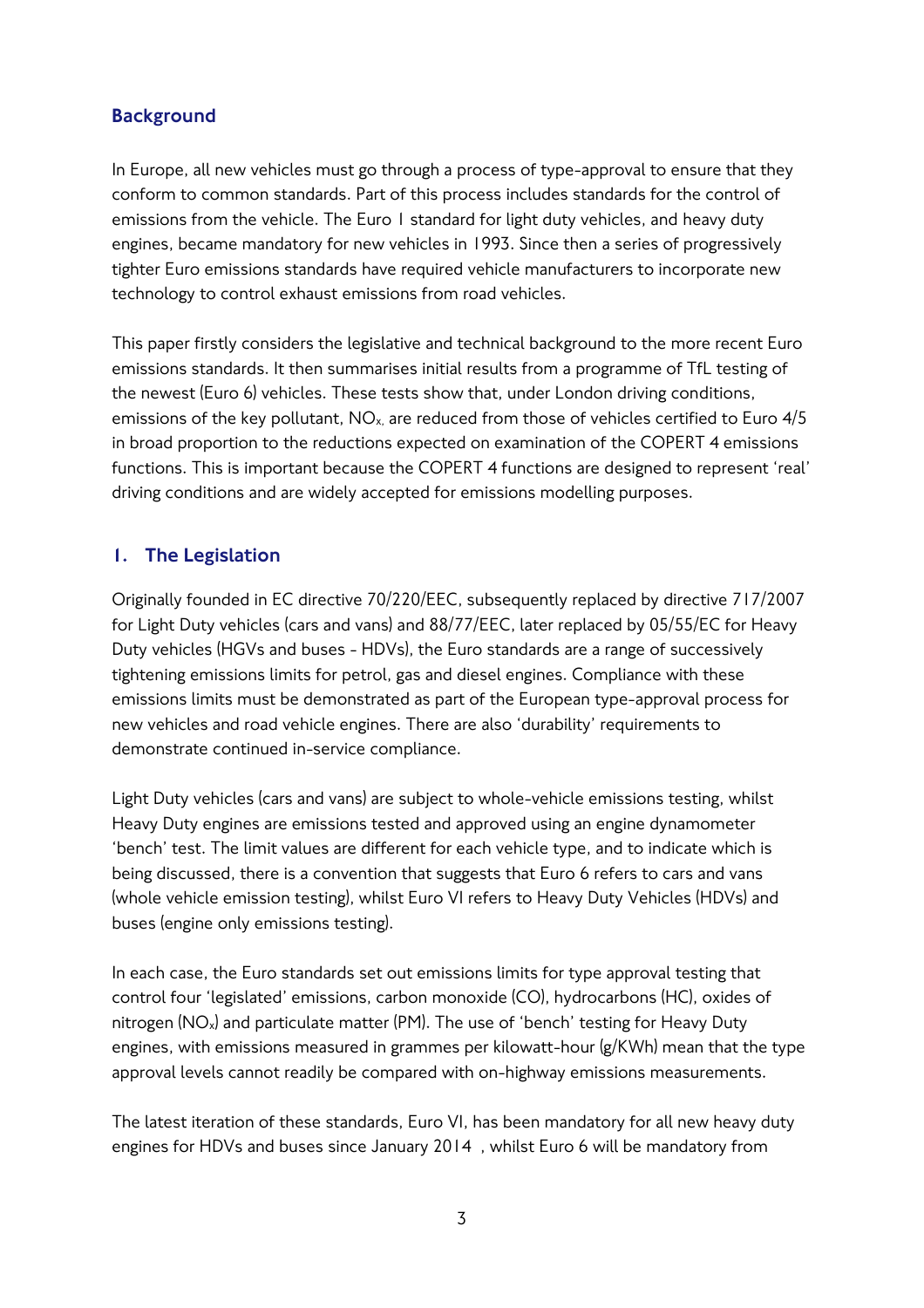## Background

In Europe, all new vehicles must go through a process of type-approval to ensure that they conform to common standards. Part of this process includes standards for the control of emissions from the vehicle. The Euro 1 standard for light duty vehicles, and heavy duty engines, became mandatory for new vehicles in 1993. Since then a series of progressively tighter Euro emissions standards have required vehicle manufacturers to incorporate new technology to control exhaust emissions from road vehicles.

This paper firstly considers the legislative and technical background to the more recent Euro emissions standards. It then summarises initial results from a programme of TfL testing of the newest (Euro 6) vehicles. These tests show that, under London driving conditions, emissions of the key pollutant, $NO_x$, are reduced from those of vehicles certified to Euro 4/5 in broad proportion to the reductions expected on examination of the COPERT 4 emissions functions. This is important because the COPERT 4 functions are designed to represent 'real' driving conditions and are widely accepted for emissions modelling purposes.

## 1. The Legislation

Originally founded in EC directive 70/220/EEC, subsequently replaced by directive 717/2007 for Light Duty vehicles (cars and vans) and 88/77/EEC, later replaced by 05/55/EC for Heavy Duty vehicles (HGVs and buses - HDVs), the Euro standards are a range of successively tightening emissions limits for petrol, gas and diesel engines. Compliance with these emissions limits must be demonstrated as part of the European type-approval process for new vehicles and road vehicle engines. There are also 'durability' requirements to demonstrate continued in-service compliance.

Light Duty vehicles (cars and vans) are subject to whole-vehicle emissions testing, whilst Heavy Duty engines are emissions tested and approved using an engine dynamometer 'bench' test. The limit values are different for each vehicle type, and to indicate which is being discussed, there is a convention that suggests that Euro 6 refers to cars and vans (whole vehicle emission testing), whilst Euro VI refers to Heavy Duty Vehicles (HDVs) and buses (engine only emissions testing).

In each case, the Euro standards set out emissions limits for type approval testing that control four 'legislated' emissions, carbon monoxide (CO), hydrocarbons (HC), oxides of nitrogen ($NO_x$) and particulate matter (PM). The use of 'bench' testing for Heavy Duty engines, with emissions measured in grammes per kilowatt-hour (g/KWh) mean that the type approval levels cannot readily be compared with on-highway emissions measurements.

The latest iteration of these standards, Euro VI, has been mandatory for all new heavy duty engines for HDVs and buses since January 2014 , whilst Euro 6 will be mandatory from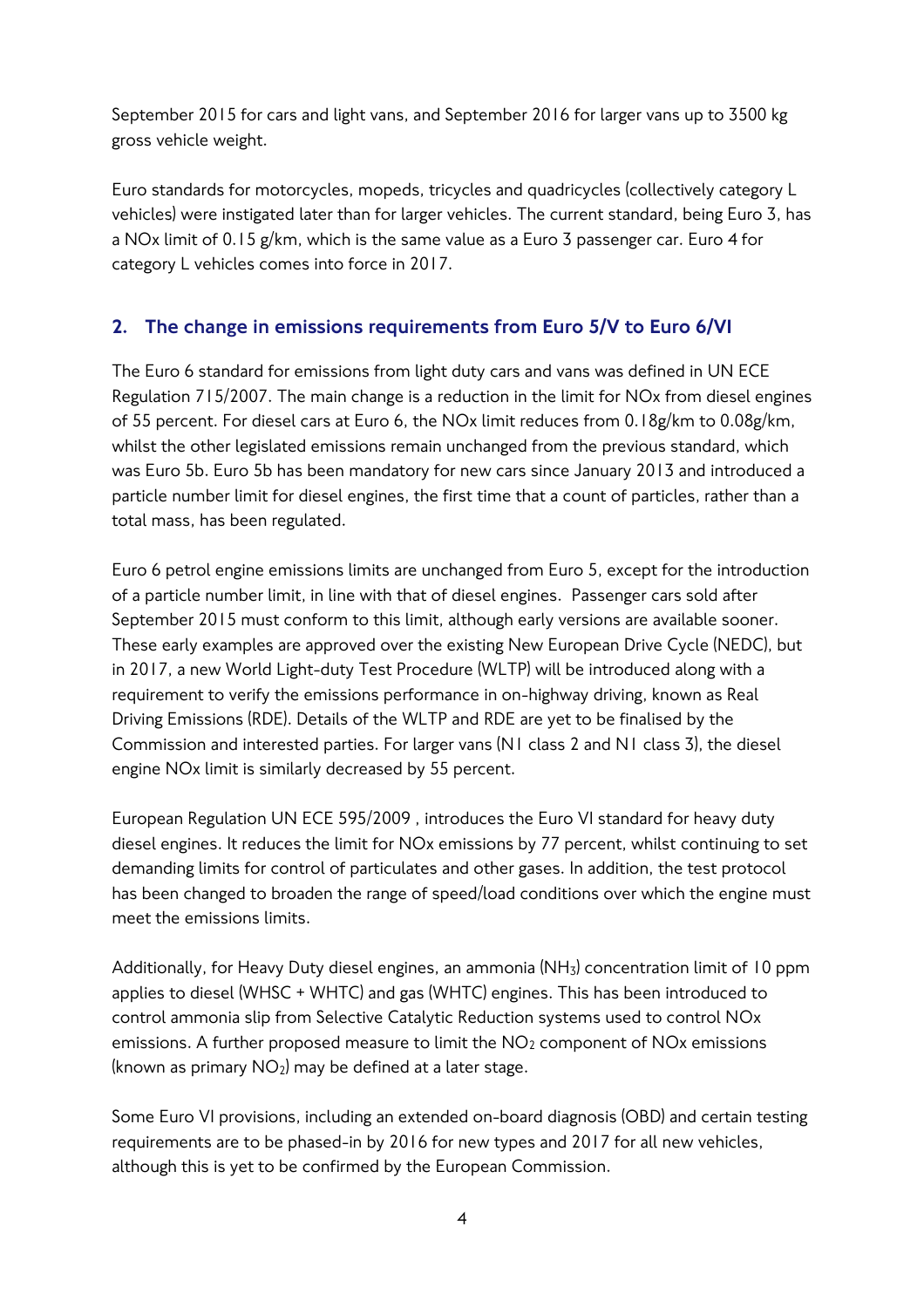September 2015 for cars and light vans, and September 2016 for larger vans up to 3500 kg gross vehicle weight.

Euro standards for motorcycles, mopeds, tricycles and quadricycles (collectively category L vehicles) were instigated later than for larger vehicles. The current standard, being Euro 3, has a NOx limit of 0.15 g/km, which is the same value as a Euro 3 passenger car. Euro 4 for category L vehicles comes into force in 2017.

## 2. The change in emissions requirements from Euro 5/V to Euro 6/VI

The Euro 6 standard for emissions from light duty cars and vans was defined in UN ECE Regulation 715/2007. The main change is a reduction in the limit for NOx from diesel engines of 55 percent. For diesel cars at Euro 6, the NOx limit reduces from 0.18g/km to 0.08g/km, whilst the other legislated emissions remain unchanged from the previous standard, which was Euro 5b. Euro 5b has been mandatory for new cars since January 2013 and introduced a particle number limit for diesel engines, the first time that a count of particles, rather than a total mass, has been regulated.

Euro 6 petrol engine emissions limits are unchanged from Euro 5, except for the introduction of a particle number limit, in line with that of diesel engines. Passenger cars sold after September 2015 must conform to this limit, although early versions are available sooner. These early examples are approved over the existing New European Drive Cycle (NEDC), but in 2017, a new World Light-duty Test Procedure (WLTP) will be introduced along with a requirement to verify the emissions performance in on-highway driving, known as Real Driving Emissions (RDE). Details of the WLTP and RDE are yet to be finalised by the Commission and interested parties. For larger vans (N1 class 2 and N1 class 3), the diesel engine NOx limit is similarly decreased by 55 percent.

European Regulation UN ECE 595/2009 , introduces the Euro VI standard for heavy duty diesel engines. It reduces the limit for NOx emissions by 77 percent, whilst continuing to set demanding limits for control of particulates and other gases. In addition, the test protocol has been changed to broaden the range of speed/load conditions over which the engine must meet the emissions limits.

Additionally, for Heavy Duty diesel engines, an ammonia ($NH_3$) concentration limit of 10 ppm applies to diesel (WHSC + WHTC) and gas (WHTC) engines. This has been introduced to control ammonia slip from Selective Catalytic Reduction systems used to control NOx emissions. A further proposed measure to limit the $NO_2$ component of NOx emissions (known as primary $NO_2$) may be defined at a later stage.

Some Euro VI provisions, including an extended on-board diagnosis (OBD) and certain testing requirements are to be phased-in by 2016 for new types and 2017 for all new vehicles, although this is yet to be confirmed by the European Commission.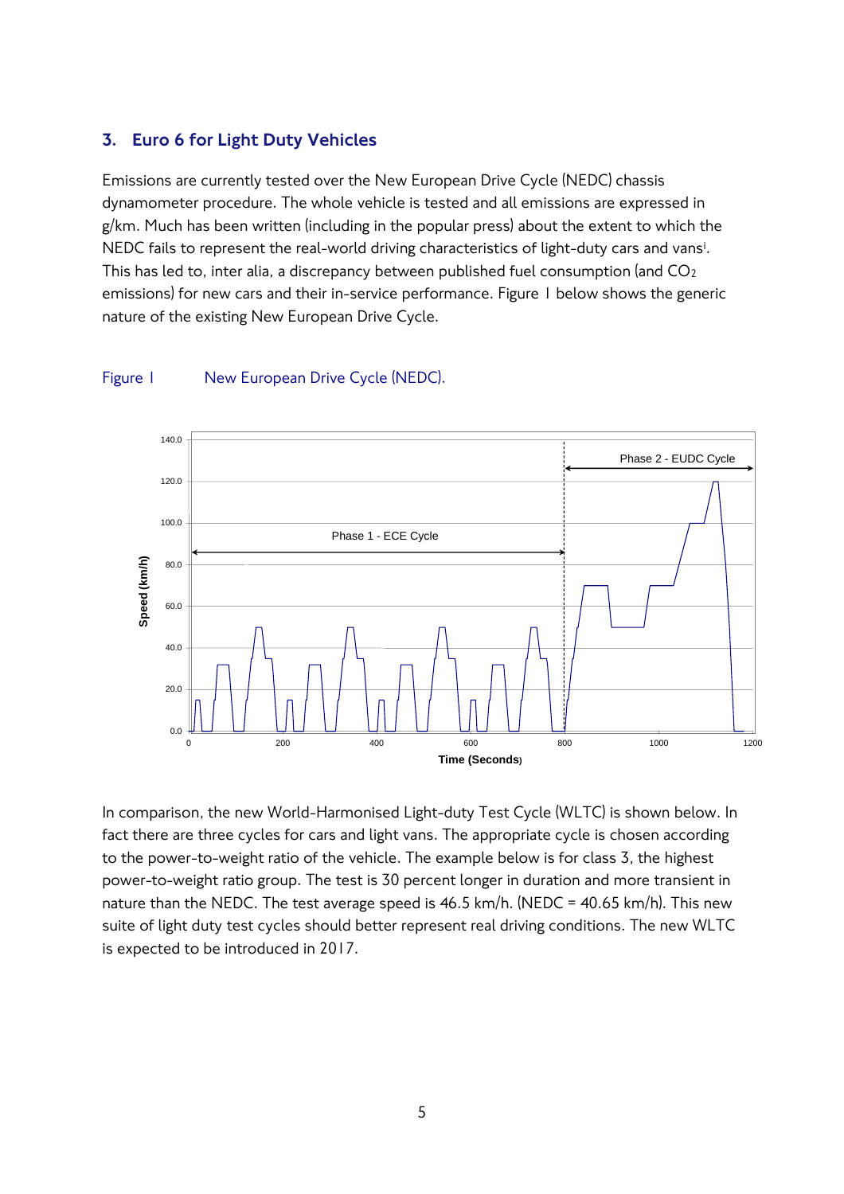## 3. Euro 6 for Light Duty Vehicles

Emissions are currently tested over the New European Drive Cycle (NEDC) chassis dynamometer procedure. The whole vehicle is tested and all emissions are expressed in g/km. Much has been written (including in the popular press) about the extent to which the NEDC fails to represent the real-world driving characteristics of light-duty cars and vans[i]. This has led to, inter alia, a discrepancy between published fuel consumption (and $CO_2$ emissions) for new cars and their in-service performance. Figure 1 below shows the generic nature of the existing New European Drive Cycle.

Figure 1 New European Drive Cycle (NEDC).

In comparison, the new World-Harmonised Light-duty Test Cycle (WLTC) is shown below. In fact there are three cycles for cars and light vans. The appropriate cycle is chosen according to the power-to-weight ratio of the vehicle. The example below is for class 3, the highest power-to-weight ratio group. The test is 30 percent longer in duration and more transient in nature than the NEDC. The test average speed is 46.5 km/h. (NEDC = 40.65 km/h). This new suite of light duty test cycles should better represent real driving conditions. The new WLTC is expected to be introduced in 2017.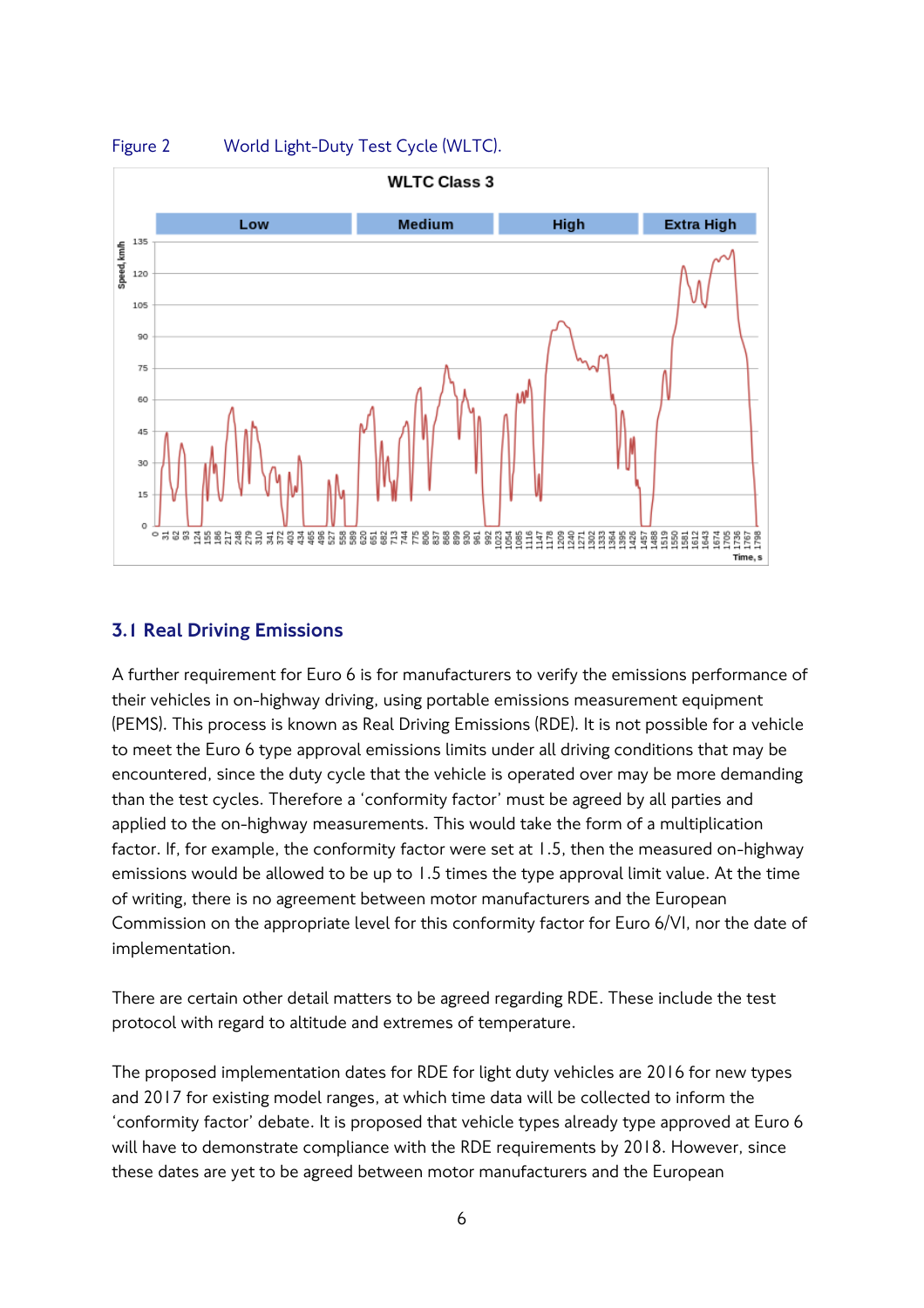Figure 2 World Light-Duty Test Cycle (WLTC).

## 3.1 Real Driving Emissions

A further requirement for Euro 6 is for manufacturers to verify the emissions performance of their vehicles in on-highway driving, using portable emissions measurement equipment (PEMS). This process is known as Real Driving Emissions (RDE). It is not possible for a vehicle to meet the Euro 6 type approval emissions limits under all driving conditions that may be encountered, since the duty cycle that the vehicle is operated over may be more demanding than the test cycles. Therefore a 'conformity factor' must be agreed by all parties and applied to the on-highway measurements. This would take the form of a multiplication factor. If, for example, the conformity factor were set at 1.5, then the measured on-highway emissions would be allowed to be up to 1.5 times the type approval limit value. At the time of writing, there is no agreement between motor manufacturers and the European Commission on the appropriate level for this conformity factor for Euro 6/VI, nor the date of implementation.

There are certain other detail matters to be agreed regarding RDE. These include the test protocol with regard to altitude and extremes of temperature.

The proposed implementation dates for RDE for light duty vehicles are 2016 for new types and 2017 for existing model ranges, at which time data will be collected to inform the 'conformity factor' debate. It is proposed that vehicle types already type approved at Euro 6 will have to demonstrate compliance with the RDE requirements by 2018. However, since these dates are yet to be agreed between motor manufacturers and the European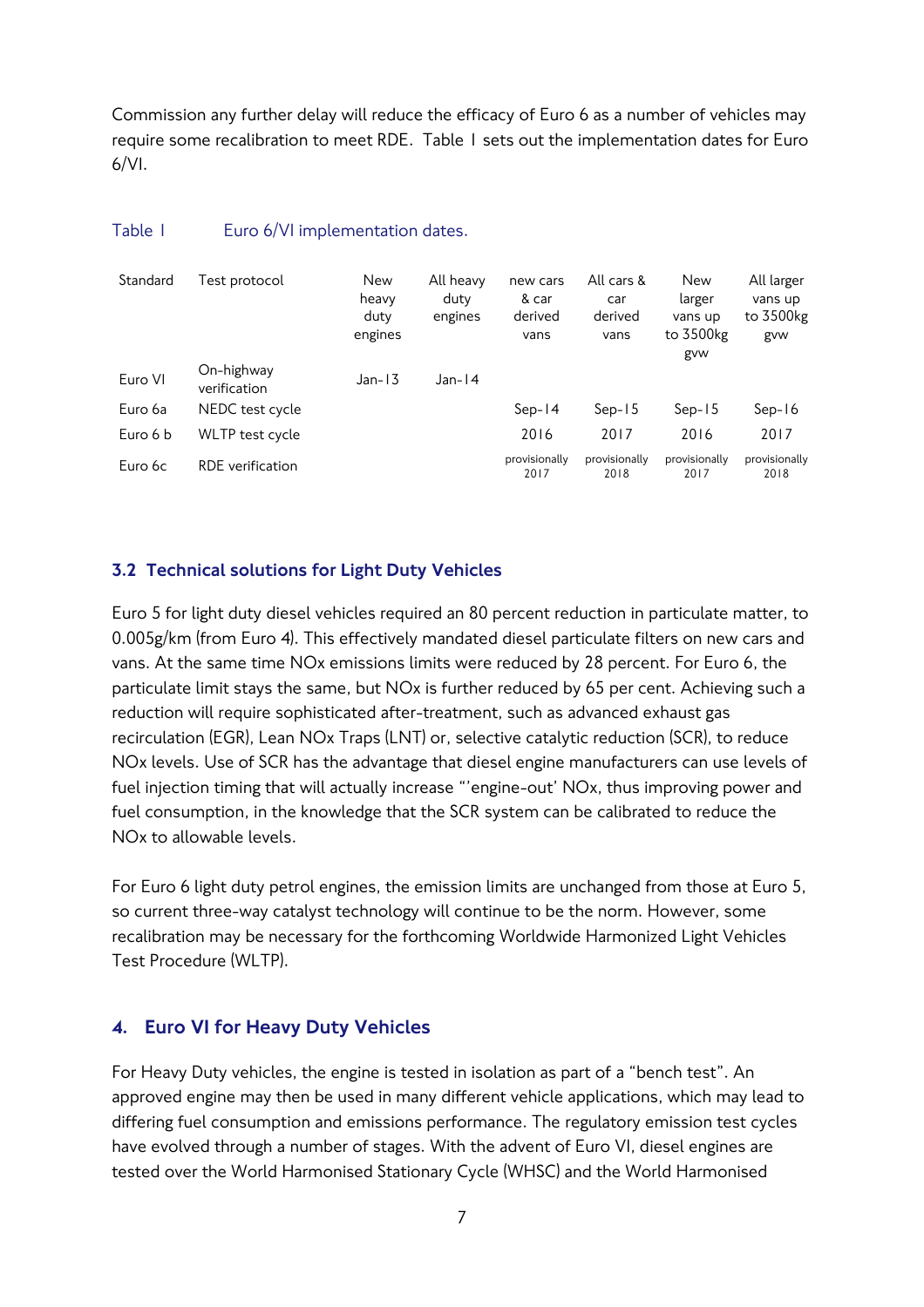Commission any further delay will reduce the efficacy of Euro 6 as a number of vehicles may require some recalibration to meet RDE. Table 1 sets out the implementation dates for Euro 6/VI.

Table 1 Euro 6/VI implementation dates.

| Standard | Test protocol | New heavy duty engines | All heavy duty engines | new cars & car derived vans | All cars & car derived vans | New larger vans up to 3500kg gvw | All larger vans up to 3500kg gvw |
|---|---|---|---|---|---|---|---|
| Euro VI | On-highway verification | Jan-13 | Jan-14 | | | | |
| Euro 6a | NEDC test cycle | | | Sep-14 | Sep-15 | Sep-15 | Sep-16 |
| Euro 6 b | WLTP test cycle | | | 2016 | 2017 | 2016 | 2017 |
| Euro 6c | RDE verification | | | provisionally 2017 | provisionally 2018 | provisionally 2017 | provisionally 2018 |

## 3.2 Technical solutions for Light Duty Vehicles

Euro 5 for light duty diesel vehicles required an 80 percent reduction in particulate matter, to 0.005g/km (from Euro 4). This effectively mandated diesel particulate filters on new cars and vans. At the same time NOx emissions limits were reduced by 28 percent. For Euro 6, the particulate limit stays the same, but NOx is further reduced by 65 per cent. Achieving such a reduction will require sophisticated after-treatment, such as advanced exhaust gas recirculation (EGR), Lean NOx Traps (LNT) or, selective catalytic reduction (SCR), to reduce NOx levels. Use of SCR has the advantage that diesel engine manufacturers can use levels of fuel injection timing that will actually increase "'engine-out' NOx, thus improving power and fuel consumption, in the knowledge that the SCR system can be calibrated to reduce the NOx to allowable levels.

For Euro 6 light duty petrol engines, the emission limits are unchanged from those at Euro 5, so current three-way catalyst technology will continue to be the norm. However, some recalibration may be necessary for the forthcoming Worldwide Harmonized Light Vehicles Test Procedure (WLTP).

## 4. Euro VI for Heavy Duty Vehicles

For Heavy Duty vehicles, the engine is tested in isolation as part of a "bench test". An approved engine may then be used in many different vehicle applications, which may lead to differing fuel consumption and emissions performance. The regulatory emission test cycles have evolved through a number of stages. With the advent of Euro VI, diesel engines are tested over the World Harmonised Stationary Cycle (WHSC) and the World Harmonised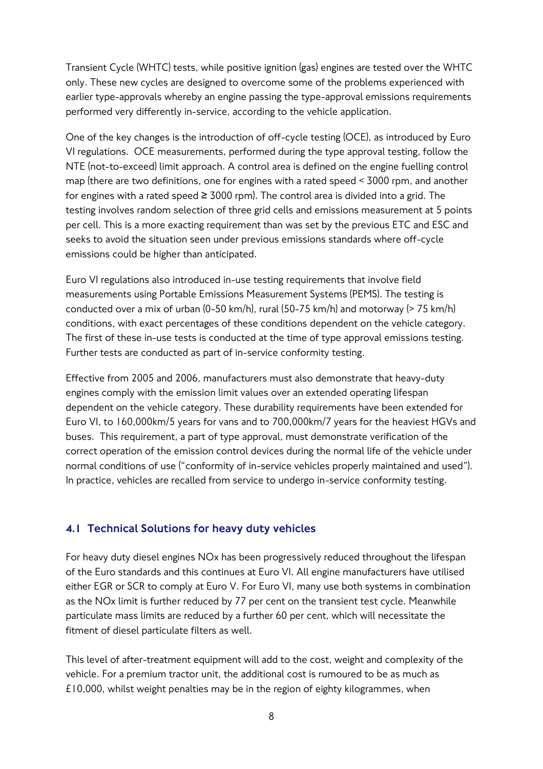Transient Cycle (WHTC) tests, while positive ignition (gas) engines are tested over the WHTC only. These new cycles are designed to overcome some of the problems experienced with earlier type-approvals whereby an engine passing the type-approval emissions requirements performed very differently in-service, according to the vehicle application.

One of the key changes is the introduction of off-cycle testing (OCE), as introduced by Euro VI regulations. OCE measurements, performed during the type approval testing, follow the NTE (not-to-exceed) limit approach. A control area is defined on the engine fuelling control map (there are two definitions, one for engines with a rated speed < 3000 rpm, and another for engines with a rated speed ≥ 3000 rpm). The control area is divided into a grid. The testing involves random selection of three grid cells and emissions measurement at 5 points per cell. This is a more exacting requirement than was set by the previous ETC and ESC and seeks to avoid the situation seen under previous emissions standards where off-cycle emissions could be higher than anticipated.

Euro VI regulations also introduced in-use testing requirements that involve field measurements using Portable Emissions Measurement Systems (PEMS). The testing is conducted over a mix of urban (0-50 km/h), rural (50-75 km/h) and motorway (> 75 km/h) conditions, with exact percentages of these conditions dependent on the vehicle category. The first of these in-use tests is conducted at the time of type approval emissions testing. Further tests are conducted as part of in-service conformity testing.

Effective from 2005 and 2006, manufacturers must also demonstrate that heavy-duty engines comply with the emission limit values over an extended operating lifespan dependent on the vehicle category. These durability requirements have been extended for Euro VI, to 160,000km/5 years for vans and to 700,000km/7 years for the heaviest HGVs and buses. This requirement, a part of type approval, must demonstrate verification of the correct operation of the emission control devices during the normal life of the vehicle under normal conditions of use ("conformity of in-service vehicles properly maintained and used"). In practice, vehicles are recalled from service to undergo in-service conformity testing.

## 4.1 Technical Solutions for heavy duty vehicles

For heavy duty diesel engines NOx has been progressively reduced throughout the lifespan of the Euro standards and this continues at Euro VI. All engine manufacturers have utilised either EGR or SCR to comply at Euro V. For Euro VI, many use both systems in combination as the NOx limit is further reduced by 77 per cent on the transient test cycle. Meanwhile particulate mass limits are reduced by a further 60 per cent, which will necessitate the fitment of diesel particulate filters as well.

This level of after-treatment equipment will add to the cost, weight and complexity of the vehicle. For a premium tractor unit, the additional cost is rumoured to be as much as £10,000, whilst weight penalties may be in the region of eighty kilogrammes, when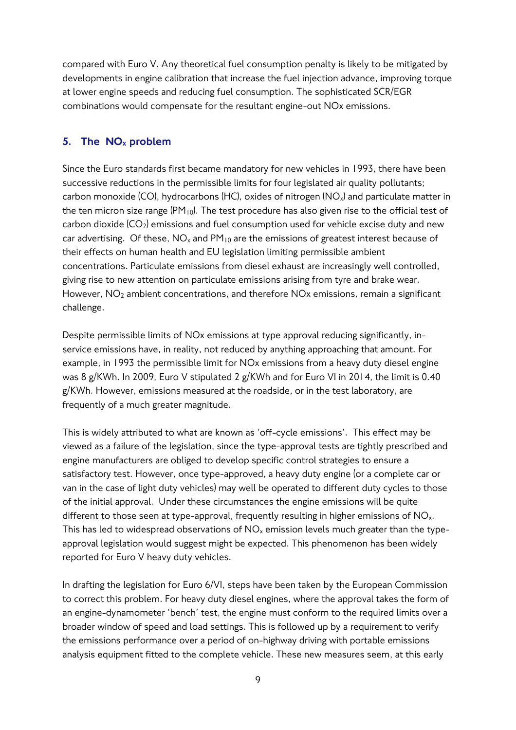compared with Euro V. Any theoretical fuel consumption penalty is likely to be mitigated by developments in engine calibration that increase the fuel injection advance, improving torque at lower engine speeds and reducing fuel consumption. The sophisticated SCR/EGR combinations would compensate for the resultant engine-out NOx emissions.

## 5. The $NO_x$ problem

Since the Euro standards first became mandatory for new vehicles in 1993, there have been successive reductions in the permissible limits for four legislated air quality pollutants; carbon monoxide (CO), hydrocarbons (HC), oxides of nitrogen ($NO_x$) and particulate matter in the ten micron size range ($PM_{10}$). The test procedure has also given rise to the official test of carbon dioxide ($CO_2$) emissions and fuel consumption used for vehicle excise duty and new car advertising. Of these, $NO_x$ and $PM_{10}$ are the emissions of greatest interest because of their effects on human health and EU legislation limiting permissible ambient concentrations. Particulate emissions from diesel exhaust are increasingly well controlled, giving rise to new attention on particulate emissions arising from tyre and brake wear. However, $NO_2$ ambient concentrations, and therefore NOx emissions, remain a significant challenge.

Despite permissible limits of NOx emissions at type approval reducing significantly, in-service emissions have, in reality, not reduced by anything approaching that amount. For example, in 1993 the permissible limit for NOx emissions from a heavy duty diesel engine was 8 g/KWh. In 2009, Euro V stipulated 2 g/KWh and for Euro VI in 2014, the limit is 0.40 g/KWh. However, emissions measured at the roadside, or in the test laboratory, are frequently of a much greater magnitude.

This is widely attributed to what are known as 'off-cycle emissions'. This effect may be viewed as a failure of the legislation, since the type-approval tests are tightly prescribed and engine manufacturers are obliged to develop specific control strategies to ensure a satisfactory test. However, once type-approved, a heavy duty engine (or a complete car or van in the case of light duty vehicles) may well be operated to different duty cycles to those of the initial approval. Under these circumstances the engine emissions will be quite different to those seen at type-approval, frequently resulting in higher emissions of $NO_x$. This has led to widespread observations of $NO_x$ emission levels much greater than the type-approval legislation would suggest might be expected. This phenomenon has been widely reported for Euro V heavy duty vehicles.

In drafting the legislation for Euro 6/VI, steps have been taken by the European Commission to correct this problem. For heavy duty diesel engines, where the approval takes the form of an engine-dynamometer 'bench' test, the engine must conform to the required limits over a broader window of speed and load settings. This is followed up by a requirement to verify the emissions performance over a period of on-highway driving with portable emissions analysis equipment fitted to the complete vehicle. These new measures seem, at this early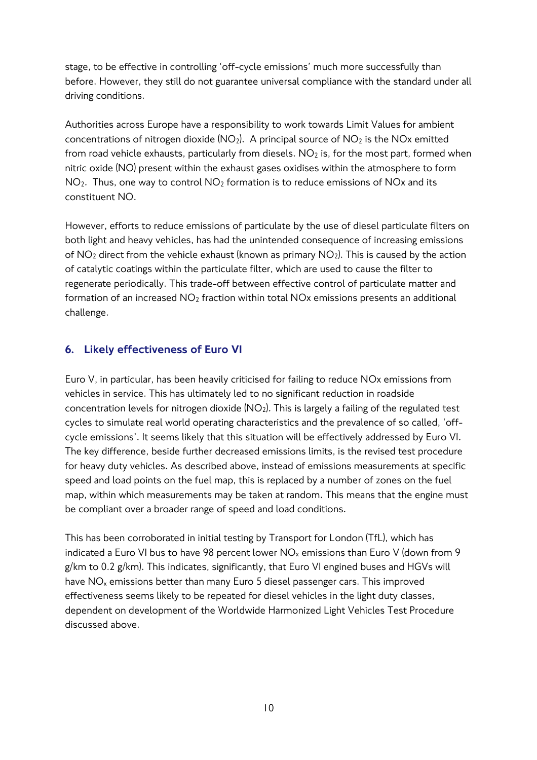stage, to be effective in controlling 'off-cycle emissions' much more successfully than before. However, they still do not guarantee universal compliance with the standard under all driving conditions.

Authorities across Europe have a responsibility to work towards Limit Values for ambient concentrations of nitrogen dioxide ($NO_2$). A principal source of $NO_2$ is the NOx emitted from road vehicle exhausts, particularly from diesels. $NO_2$ is, for the most part, formed when nitric oxide (NO) present within the exhaust gases oxidises within the atmosphere to form $NO_2$. Thus, one way to control $NO_2$ formation is to reduce emissions of NOx and its constituent NO.

However, efforts to reduce emissions of particulate by the use of diesel particulate filters on both light and heavy vehicles, has had the unintended consequence of increasing emissions of $NO_2$ direct from the vehicle exhaust (known as primary $NO_2$). This is caused by the action of catalytic coatings within the particulate filter, which are used to cause the filter to regenerate periodically. This trade-off between effective control of particulate matter and formation of an increased $NO_2$ fraction within total NOx emissions presents an additional challenge.

## 6. Likely effectiveness of Euro VI

Euro V, in particular, has been heavily criticised for failing to reduce NOx emissions from vehicles in service. This has ultimately led to no significant reduction in roadside concentration levels for nitrogen dioxide ($NO_2$). This is largely a failing of the regulated test cycles to simulate real world operating characteristics and the prevalence of so called, 'off-cycle emissions'. It seems likely that this situation will be effectively addressed by Euro VI. The key difference, beside further decreased emissions limits, is the revised test procedure for heavy duty vehicles. As described above, instead of emissions measurements at specific speed and load points on the fuel map, this is replaced by a number of zones on the fuel map, within which measurements may be taken at random. This means that the engine must be compliant over a broader range of speed and load conditions.

This has been corroborated in initial testing by Transport for London (TfL), which has indicated a Euro VI bus to have 98 percent lower $NO_x$ emissions than Euro V (down from 9 g/km to 0.2 g/km). This indicates, significantly, that Euro VI engined buses and HGVs will have $NO_x$ emissions better than many Euro 5 diesel passenger cars. This improved effectiveness seems likely to be repeated for diesel vehicles in the light duty classes, dependent on development of the Worldwide Harmonized Light Vehicles Test Procedure discussed above.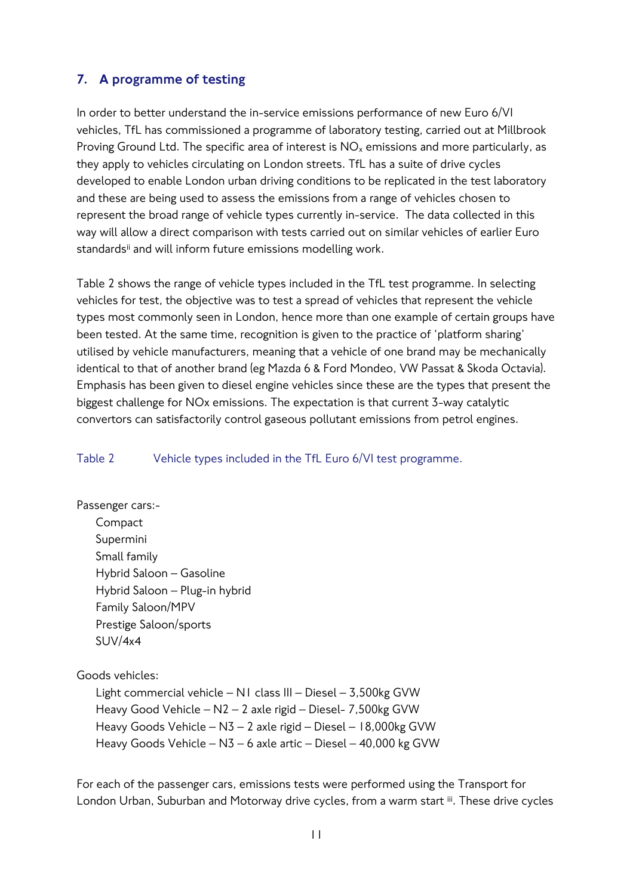## 7. A programme of testing

In order to better understand the in-service emissions performance of new Euro 6/VI vehicles, TfL has commissioned a programme of laboratory testing, carried out at Millbrook Proving Ground Ltd. The specific area of interest is $NO_x$ emissions and more particularly, as they apply to vehicles circulating on London streets. TfL has a suite of drive cycles developed to enable London urban driving conditions to be replicated in the test laboratory and these are being used to assess the emissions from a range of vehicles chosen to represent the broad range of vehicle types currently in-service. The data collected in this way will allow a direct comparison with tests carried out on similar vehicles of earlier Euro standards[ii] and will inform future emissions modelling work.

Table 2 shows the range of vehicle types included in the TfL test programme. In selecting vehicles for test, the objective was to test a spread of vehicles that represent the vehicle types most commonly seen in London, hence more than one example of certain groups have been tested. At the same time, recognition is given to the practice of 'platform sharing' utilised by vehicle manufacturers, meaning that a vehicle of one brand may be mechanically identical to that of another brand (eg Mazda 6 & Ford Mondeo, VW Passat & Skoda Octavia). Emphasis has been given to diesel engine vehicles since these are the types that present the biggest challenge for NOx emissions. The expectation is that current 3-way catalytic convertors can satisfactorily control gaseous pollutant emissions from petrol engines.

Table 2 Vehicle types included in the TfL Euro 6/VI test programme.

Passenger cars:-

- Compact
- Supermini
- Small family
- Hybrid Saloon – Gasoline
- Hybrid Saloon – Plug-in hybrid
- Family Saloon/MPV
- Prestige Saloon/sports
- SUV/4x4

Goods vehicles:

- Light commercial vehicle – N1 class III – Diesel – 3,500kg GVW
- Heavy Good Vehicle – N2 – 2 axle rigid – Diesel- 7,500kg GVW
- Heavy Goods Vehicle – N3 – 2 axle rigid – Diesel – 18,000kg GVW
- Heavy Goods Vehicle – N3 – 6 axle artic – Diesel – 40,000 kg GVW

For each of the passenger cars, emissions tests were performed using the Transport for London Urban, Suburban and Motorway drive cycles, from a warm start [iii]. These drive cycles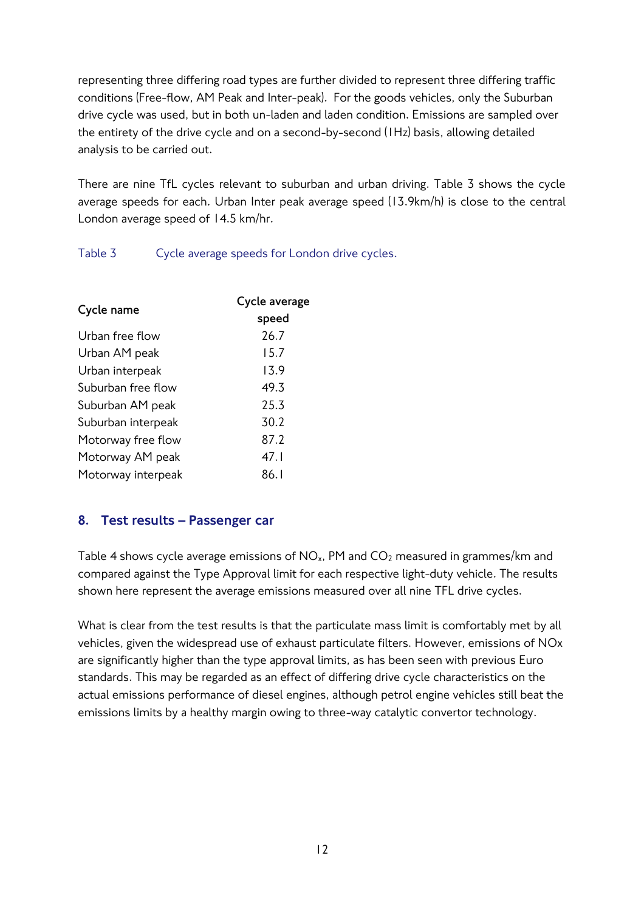representing three differing road types are further divided to represent three differing traffic conditions (Free-flow, AM Peak and Inter-peak). For the goods vehicles, only the Suburban drive cycle was used, but in both un-laden and laden condition. Emissions are sampled over the entirety of the drive cycle and on a second-by-second (1Hz) basis, allowing detailed analysis to be carried out.

There are nine TfL cycles relevant to suburban and urban driving. Table 3 shows the cycle average speeds for each. Urban Inter peak average speed (13.9km/h) is close to the central London average speed of 14.5 km/hr.

Table 3 Cycle average speeds for London drive cycles.

| Cycle name | Cycle average speed |
|---|---|
| Urban free flow | 26.7 |
| Urban AM peak | 15.7 |
| Urban interpeak | 13.9 |
| Suburban free flow | 49.3 |
| Suburban AM peak | 25.3 |
| Suburban interpeak | 30.2 |
| Motorway free flow | 87.2 |
| Motorway AM peak | 47.1 |
| Motorway interpeak | 86.1 |

## 8. Test results – Passenger car

Table 4 shows cycle average emissions of $NO_x$, PM and $CO_2$ measured in grammes/km and compared against the Type Approval limit for each respective light-duty vehicle. The results shown here represent the average emissions measured over all nine TFL drive cycles.

What is clear from the test results is that the particulate mass limit is comfortably met by all vehicles, given the widespread use of exhaust particulate filters. However, emissions of NOx are significantly higher than the type approval limits, as has been seen with previous Euro standards. This may be regarded as an effect of differing drive cycle characteristics on the actual emissions performance of diesel engines, although petrol engine vehicles still beat the emissions limits by a healthy margin owing to three-way catalytic convertor technology.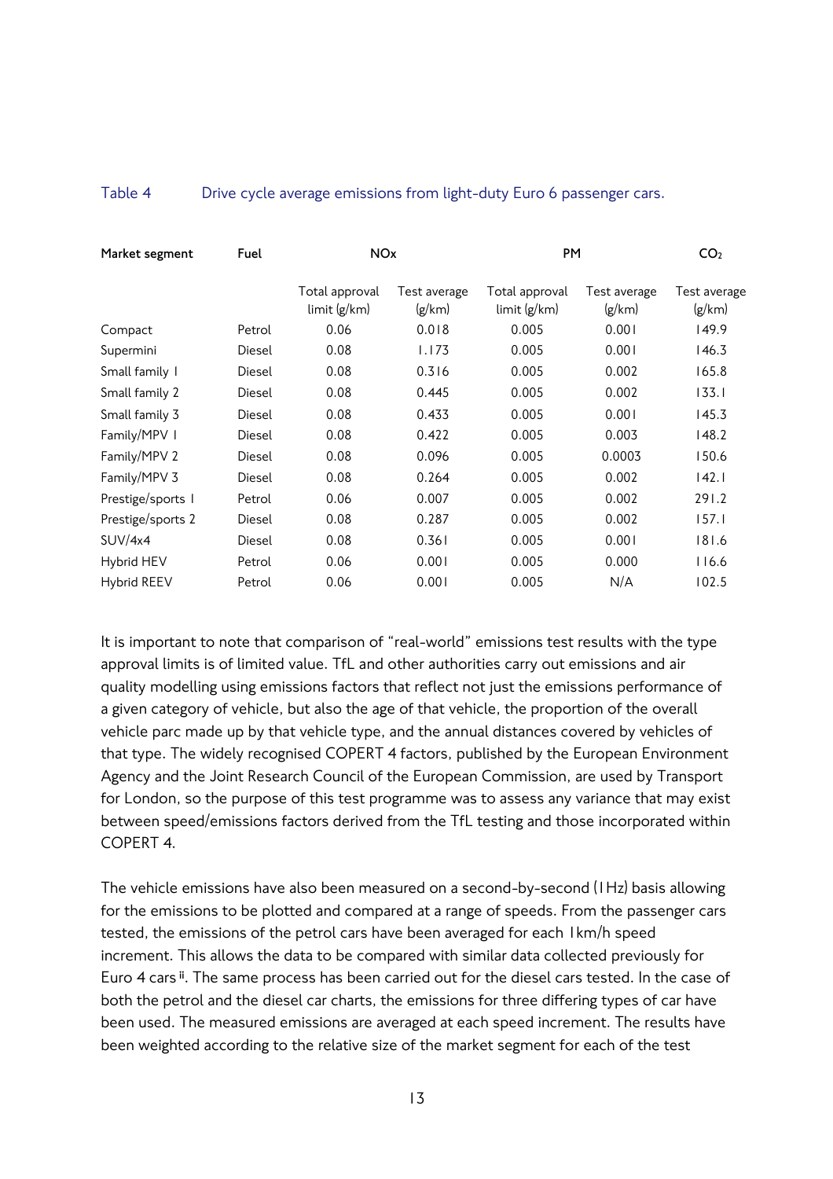Table 4 Drive cycle average emissions from light-duty Euro 6 passenger cars.

| Market segment | Fuel | NOx | | PM | | $CO_2$ |
|---|---|---|---|---|---|---|
| | | Total approval limit (g/km) | Test average (g/km) | Total approval limit (g/km) | Test average (g/km) | Test average (g/km) |
| Compact | Petrol | 0.06 | 0.018 | 0.005 | 0.001 | 149.9 |
| Supermini | Diesel | 0.08 | 1.173 | 0.005 | 0.001 | 146.3 |
| Small family 1 | Diesel | 0.08 | 0.316 | 0.005 | 0.002 | 165.8 |
| Small family 2 | Diesel | 0.08 | 0.445 | 0.005 | 0.002 | 133.1 |
| Small family 3 | Diesel | 0.08 | 0.433 | 0.005 | 0.001 | 145.3 |
| Family/MPV 1 | Diesel | 0.08 | 0.422 | 0.005 | 0.003 | 148.2 |
| Family/MPV 2 | Diesel | 0.08 | 0.096 | 0.005 | 0.0003 | 150.6 |
| Family/MPV 3 | Diesel | 0.08 | 0.264 | 0.005 | 0.002 | 142.1 |
| Prestige/sports 1 | Petrol | 0.06 | 0.007 | 0.005 | 0.002 | 291.2 |
| Prestige/sports 2 | Diesel | 0.08 | 0.287 | 0.005 | 0.002 | 157.1 |
| SUV/4x4 | Diesel | 0.08 | 0.361 | 0.005 | 0.001 | 181.6 |
| Hybrid HEV | Petrol | 0.06 | 0.001 | 0.005 | 0.000 | 116.6 |
| Hybrid REEV | Petrol | 0.06 | 0.001 | 0.005 | N/A | 102.5 |

It is important to note that comparison of "real-world" emissions test results with the type approval limits is of limited value. TfL and other authorities carry out emissions and air quality modelling using emissions factors that reflect not just the emissions performance of a given category of vehicle, but also the age of that vehicle, the proportion of the overall vehicle parc made up by that vehicle type, and the annual distances covered by vehicles of that type. The widely recognised COPERT 4 factors, published by the European Environment Agency and the Joint Research Council of the European Commission, are used by Transport for London, so the purpose of this test programme was to assess any variance that may exist between speed/emissions factors derived from the TfL testing and those incorporated within COPERT 4.

The vehicle emissions have also been measured on a second-by-second (1Hz) basis allowing for the emissions to be plotted and compared at a range of speeds. From the passenger cars tested, the emissions of the petrol cars have been averaged for each 1km/h speed increment. This allows the data to be compared with similar data collected previously for Euro 4 cars [ii]. The same process has been carried out for the diesel cars tested. In the case of both the petrol and the diesel car charts, the emissions for three differing types of car have been used. The measured emissions are averaged at each speed increment. The results have been weighted according to the relative size of the market segment for each of the test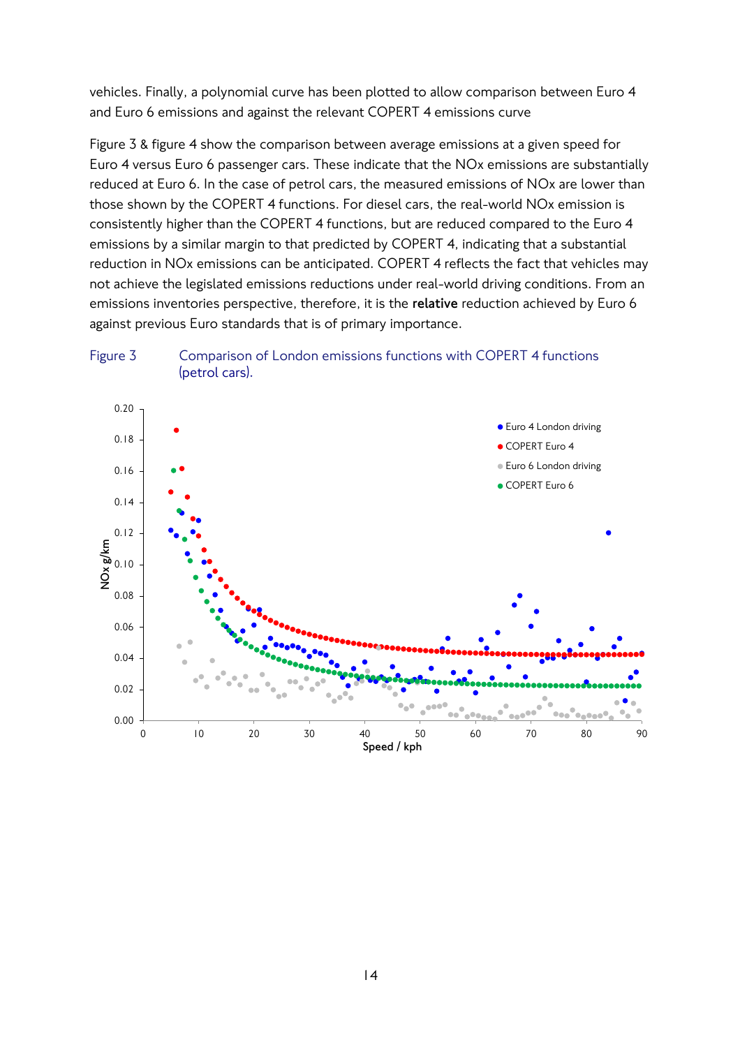vehicles. Finally, a polynomial curve has been plotted to allow comparison between Euro 4 and Euro 6 emissions and against the relevant COPERT 4 emissions curve

Figure 3 & figure 4 show the comparison between average emissions at a given speed for Euro 4 versus Euro 6 passenger cars. These indicate that the NOx emissions are substantially reduced at Euro 6. In the case of petrol cars, the measured emissions of NOx are lower than those shown by the COPERT 4 functions. For diesel cars, the real-world NOx emission is consistently higher than the COPERT 4 functions, but are reduced compared to the Euro 4 emissions by a similar margin to that predicted by COPERT 4, indicating that a substantial reduction in NOx emissions can be anticipated. COPERT 4 reflects the fact that vehicles may not achieve the legislated emissions reductions under real-world driving conditions. From an emissions inventories perspective, therefore, it is the **relative** reduction achieved by Euro 6 against previous Euro standards that is of primary importance.

Figure 3 Comparison of London emissions functions with COPERT 4 functions (petrol cars).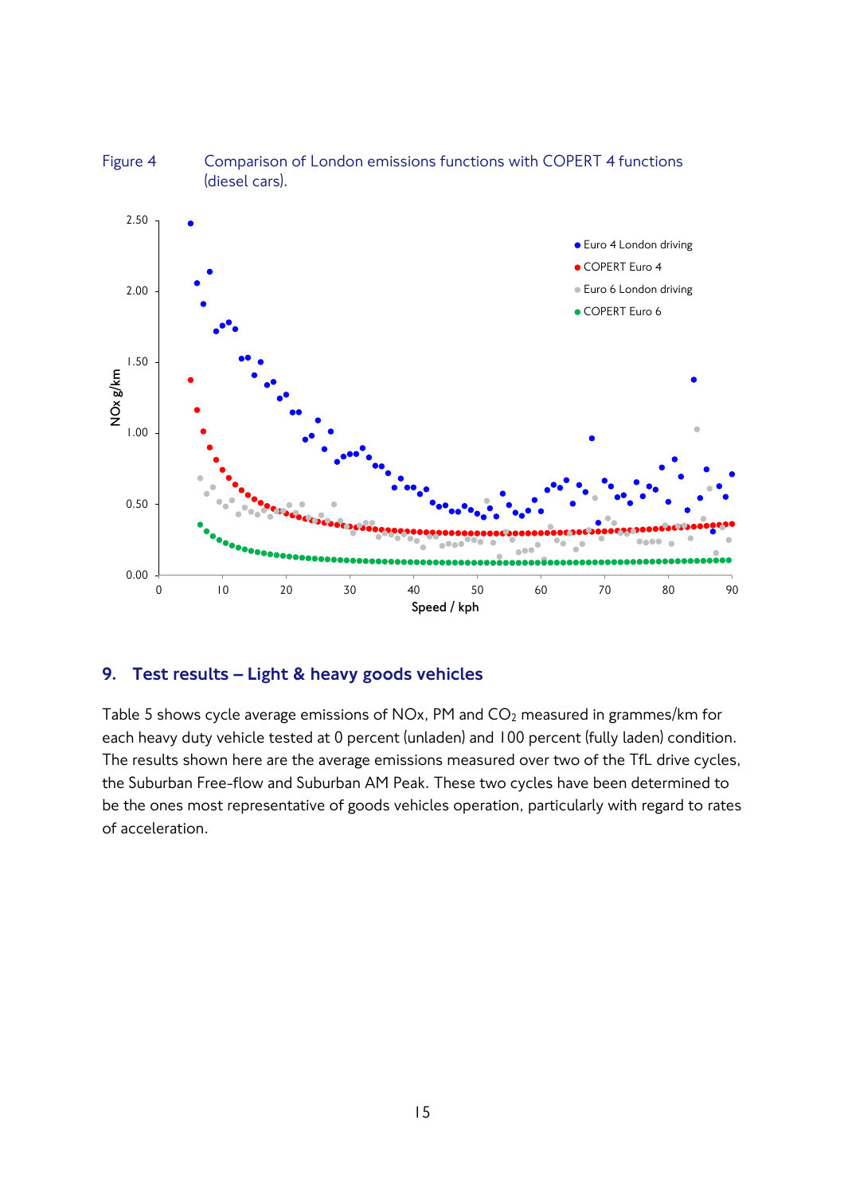Figure 4 Comparison of London emissions functions with COPERT 4 functions (diesel cars).

## 9. Test results – Light & heavy goods vehicles

Table 5 shows cycle average emissions of NOx, PM and $CO_2$ measured in grammes/km for each heavy duty vehicle tested at 0 percent (unladen) and 100 percent (fully laden) condition. The results shown here are the average emissions measured over two of the TfL drive cycles, the Suburban Free-flow and Suburban AM Peak. These two cycles have been determined to be the ones most representative of goods vehicles operation, particularly with regard to rates of acceleration.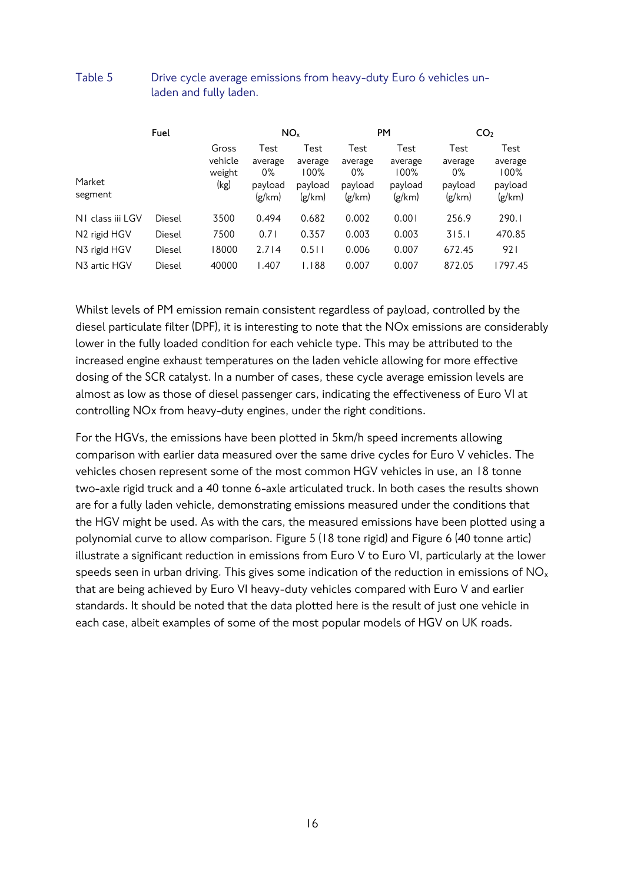Table 5 Drive cycle average emissions from heavy-duty Euro 6 vehicles un-laden and fully laden.

| Market segment | Fuel | Gross vehicle weight (kg) | $NO_x$ Test average 0% payload (g/km) | $NO_x$ Test average 100% payload (g/km) | PM Test average 0% payload (g/km) | PM Test average 100% payload (g/km) | $CO_2$ Test average 0% payload (g/km) | $CO_2$ Test average 100% payload (g/km) |
|---|---|---|---|---|---|---|---|---|
| N1 class iii LGV | Diesel | 3500 | 0.494 | 0.682 | 0.002 | 0.001 | 256.9 | 290.1 |
| N2 rigid HGV | Diesel | 7500 | 0.71 | 0.357 | 0.003 | 0.003 | 315.1 | 470.85 |
| N3 rigid HGV | Diesel | 18000 | 2.714 | 0.511 | 0.006 | 0.007 | 672.45 | 921 |
| N3 artic HGV | Diesel | 40000 | 1.407 | 1.188 | 0.007 | 0.007 | 872.05 | 1797.45 |

Whilst levels of PM emission remain consistent regardless of payload, controlled by the diesel particulate filter (DPF), it is interesting to note that the NOx emissions are considerably lower in the fully loaded condition for each vehicle type. This may be attributed to the increased engine exhaust temperatures on the laden vehicle allowing for more effective dosing of the SCR catalyst. In a number of cases, these cycle average emission levels are almost as low as those of diesel passenger cars, indicating the effectiveness of Euro VI at controlling NOx from heavy-duty engines, under the right conditions.

For the HGVs, the emissions have been plotted in 5km/h speed increments allowing comparison with earlier data measured over the same drive cycles for Euro V vehicles. The vehicles chosen represent some of the most common HGV vehicles in use, an 18 tonne two-axle rigid truck and a 40 tonne 6-axle articulated truck. In both cases the results shown are for a fully laden vehicle, demonstrating emissions measured under the conditions that the HGV might be used. As with the cars, the measured emissions have been plotted using a polynomial curve to allow comparison. Figure 5 (18 tone rigid) and Figure 6 (40 tonne artic) illustrate a significant reduction in emissions from Euro V to Euro VI, particularly at the lower speeds seen in urban driving. This gives some indication of the reduction in emissions of $NO_x$ that are being achieved by Euro VI heavy-duty vehicles compared with Euro V and earlier standards. It should be noted that the data plotted here is the result of just one vehicle in each case, albeit examples of some of the most popular models of HGV on UK roads.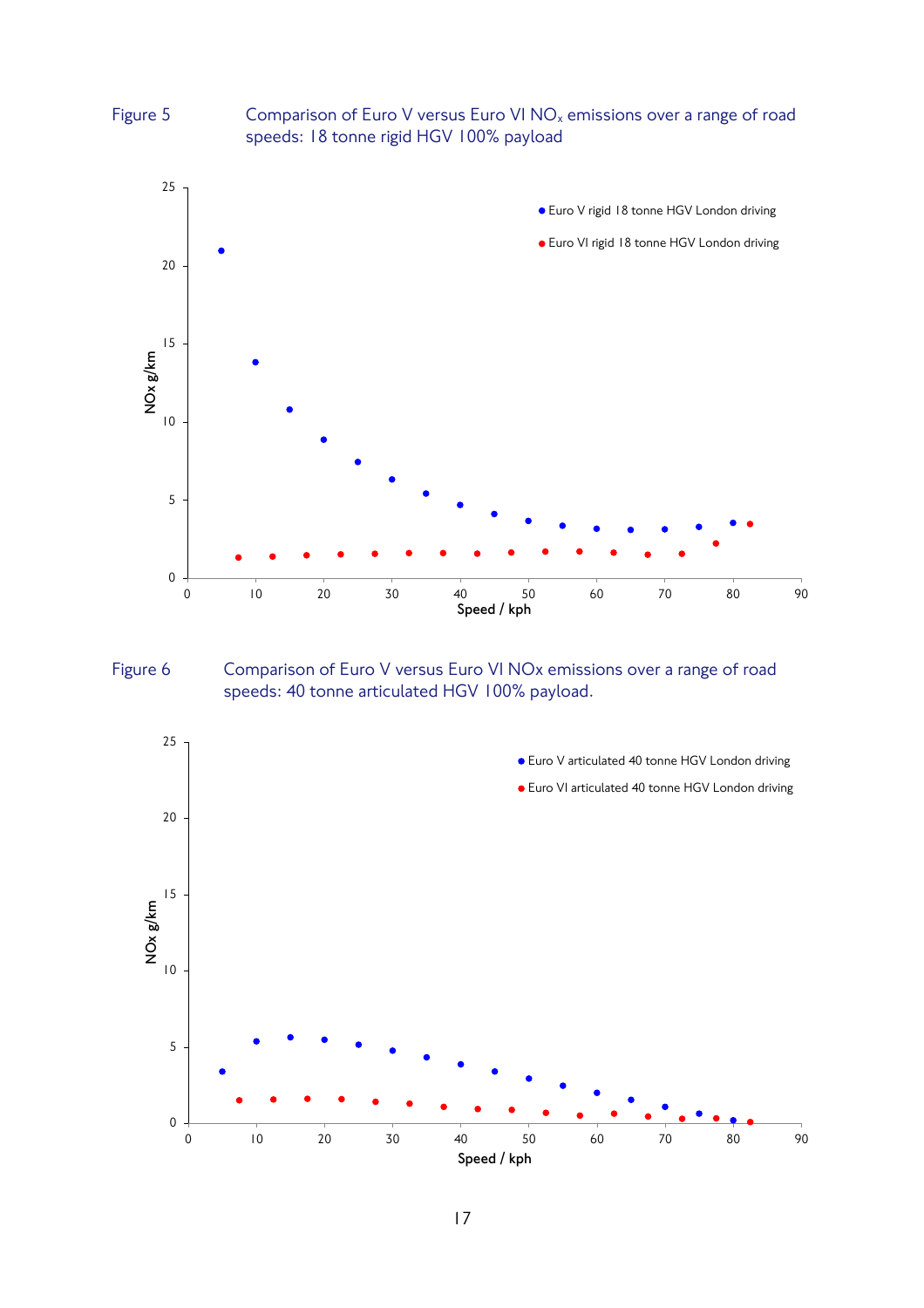Figure 5 Comparison of Euro V versus Euro VI $NO_x$ emissions over a range of road speeds: 18 tonne rigid HGV 100% payload

Figure 6 Comparison of Euro V versus Euro VI NOx emissions over a range of road speeds: 40 tonne articulated HGV 100% payload.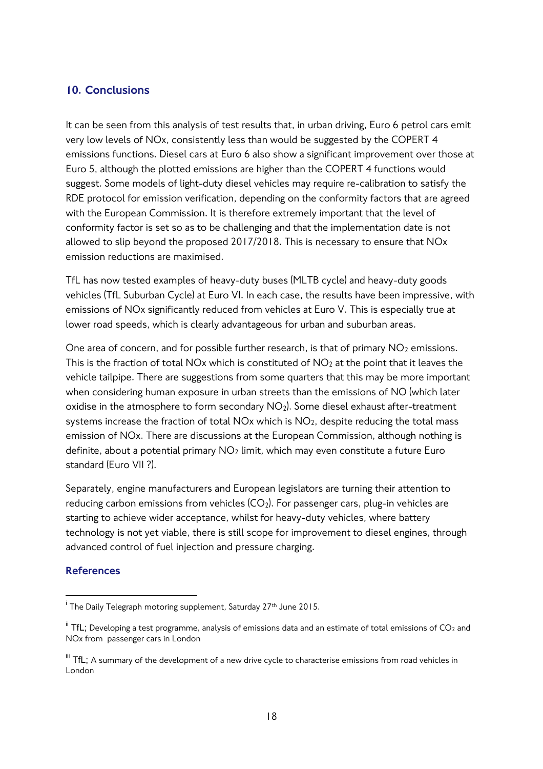## 10. Conclusions

It can be seen from this analysis of test results that, in urban driving, Euro 6 petrol cars emit very low levels of NOx, consistently less than would be suggested by the COPERT 4 emissions functions. Diesel cars at Euro 6 also show a significant improvement over those at Euro 5, although the plotted emissions are higher than the COPERT 4 functions would suggest. Some models of light-duty diesel vehicles may require re-calibration to satisfy the RDE protocol for emission verification, depending on the conformity factors that are agreed with the European Commission. It is therefore extremely important that the level of conformity factor is set so as to be challenging and that the implementation date is not allowed to slip beyond the proposed 2017/2018. This is necessary to ensure that NOx emission reductions are maximised.

TfL has now tested examples of heavy-duty buses (MLTB cycle) and heavy-duty goods vehicles (TfL Suburban Cycle) at Euro VI. In each case, the results have been impressive, with emissions of NOx significantly reduced from vehicles at Euro V. This is especially true at lower road speeds, which is clearly advantageous for urban and suburban areas.

One area of concern, and for possible further research, is that of primary $NO_2$ emissions. This is the fraction of total NOx which is constituted of $NO_2$ at the point that it leaves the vehicle tailpipe. There are suggestions from some quarters that this may be more important when considering human exposure in urban streets than the emissions of NO (which later oxidise in the atmosphere to form secondary $NO_2$). Some diesel exhaust after-treatment systems increase the fraction of total NOx which is $NO_2$, despite reducing the total mass emission of NOx. There are discussions at the European Commission, although nothing is definite, about a potential primary $NO_2$ limit, which may even constitute a future Euro standard (Euro VII ?).

Separately, engine manufacturers and European legislators are turning their attention to reducing carbon emissions from vehicles ($CO_2$). For passenger cars, plug-in vehicles are starting to achieve wider acceptance, whilst for heavy-duty vehicles, where battery technology is not yet viable, there is still scope for improvement to diesel engines, through advanced control of fuel injection and pressure charging.

### References

[i] The Daily Telegraph motoring supplement, Saturday 27th June 2015.

[ii] TfL; Developing a test programme, analysis of emissions data and an estimate of total emissions of $CO_2$ and NOx from passenger cars in London

[iii] TfL; A summary of the development of a new drive cycle to characterise emissions from road vehicles in London